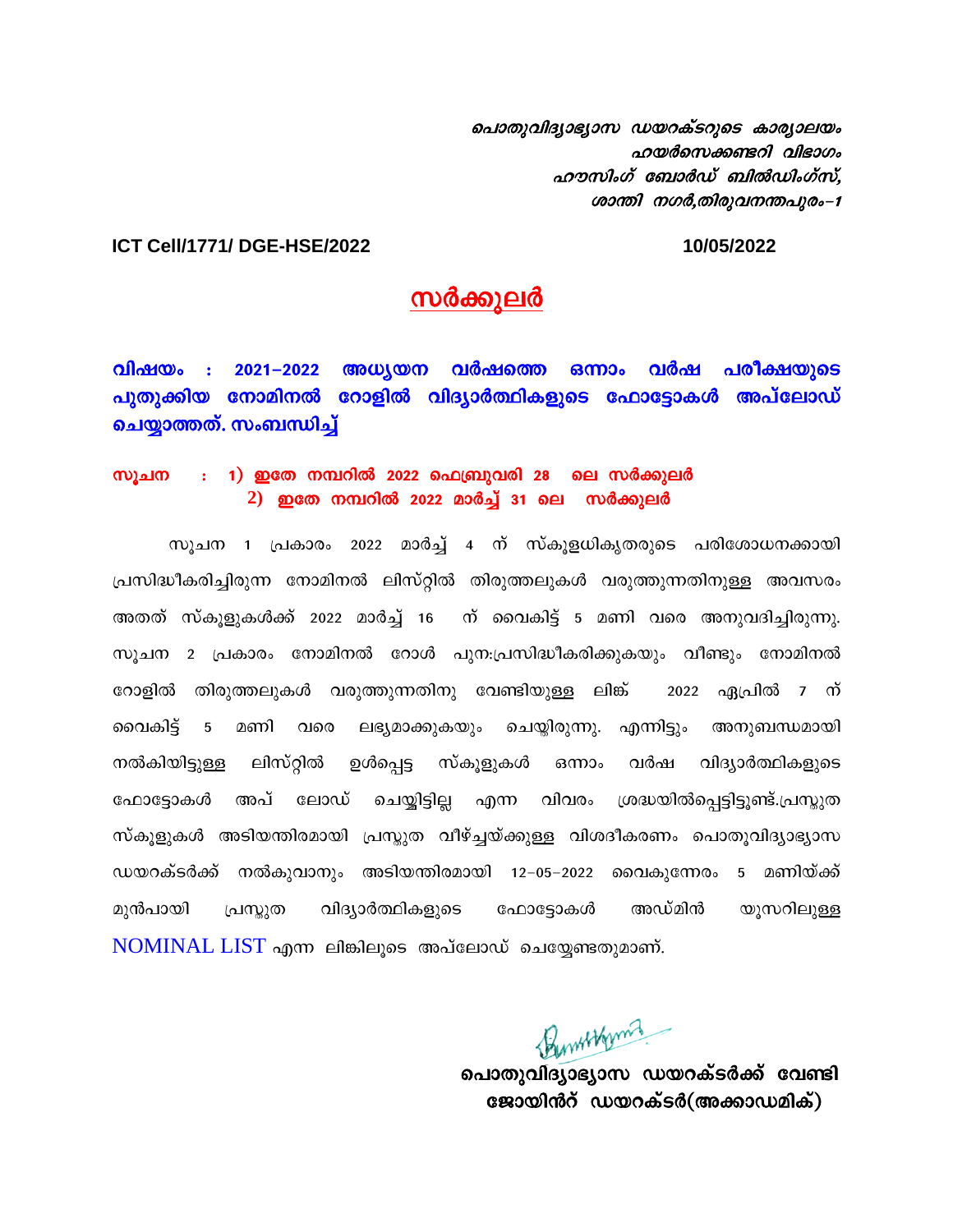*പൊതുവിദ്യാഭ്യാസ ഡയറക്ടറുടെ കാര്യാലയം*
*ഹയർസെക്കണ്ടറി വിഭാഗം*
*ഹൗസിംഗ് ബോർഡ് ബിൽഡിംഗ്സ്,*
*ശാന്തി നഗർ,തിരുവനന്തപുരം-1*

**ICT Cell/1771/ DGE-HSE/2022** **10/05/2022**

# സർക്കുലർ

**വിഷയം : 2021-2022 അധ്യയന വർഷത്തെ ഒന്നാം വർഷ പരീക്ഷയുടെ പുതുക്കിയ നോമിനൽ റോളിൽ വിദ്യാർത്ഥികളുടെ ഫോട്ടോകൾ അപ്‌ലോഡ് ചെയ്യാത്തത്. സംബന്ധിച്ച്**

**സൂചന : 1) ഇതേ നമ്പറിൽ 2022 ഫെബ്രുവരി 28 ലെ സർക്കുലർ**
**2) ഇതേ നമ്പറിൽ 2022 മാർച്ച് 31 ലെ സർക്കുലർ**

സൂചന 1 പ്രകാരം 2022 മാർച്ച് 4 ന് സ്കൂളധികൃതരുടെ പരിശോധനക്കായി പ്രസിദ്ധീകരിച്ചിരുന്ന നോമിനൽ ലിസ്റ്റിൽ തിരുത്തലുകൾ വരുത്തുന്നതിനുള്ള അവസരം അതത് സ്കൂളുകൾക്ക് 2022 മാർച്ച് 16 ന് വൈകിട്ട് 5 മണി വരെ അനുവദിച്ചിരുന്നു. സൂചന 2 പ്രകാരം നോമിനൽ റോൾ പുനഃപ്രസിദ്ധീകരിക്കുകയും വീണ്ടും നോമിനൽ റോളിൽ തിരുത്തലുകൾ വരുത്തുന്നതിനു വേണ്ടിയുള്ള ലിങ്ക് 2022 ഏപ്രിൽ 7 ന് വൈകിട്ട് 5 മണി വരെ ലഭ്യമാക്കുകയും ചെയ്തിരുന്നു. എന്നിട്ടും അനുബന്ധമായി നൽകിയിട്ടുള്ള ലിസ്റ്റിൽ ഉൾപ്പെട്ട സ്കൂളുകൾ ഒന്നാം വർഷ വിദ്യാർത്ഥികളുടെ ഫോട്ടോകൾ അപ് ലോഡ് ചെയ്തിട്ടില്ല എന്ന വിവരം ശ്രദ്ധയിൽപ്പെട്ടിട്ടുണ്ട്.പ്രസ്തുത സ്കൂളുകൾ അടിയന്തിരമായി പ്രസ്തുത വീഴ്ച്ചയ്ക്കുള്ള വിശദീകരണം പൊതുവിദ്യാഭ്യാസ ഡയറക്ടർക്ക് നൽകുവാനും അടിയന്തിരമായി 12-05-2022 വൈകുന്നേരം 5 മണിയ്ക്ക് മുൻപായി പ്രസ്തുത വിദ്യാർത്ഥികളുടെ ഫോട്ടോകൾ അഡ്മിൻ യൂസറിലുള്ള NOMINAL LIST എന്ന ലിങ്കിലൂടെ അപ്‌ലോഡ് ചെയ്യേണ്ടതുമാണ്.

**പൊതുവിദ്യാഭ്യാസ ഡയറക്ടർക്ക് വേണ്ടി**
**ജോയിൻറ് ഡയറക്ടർ(അക്കാഡമിക്)**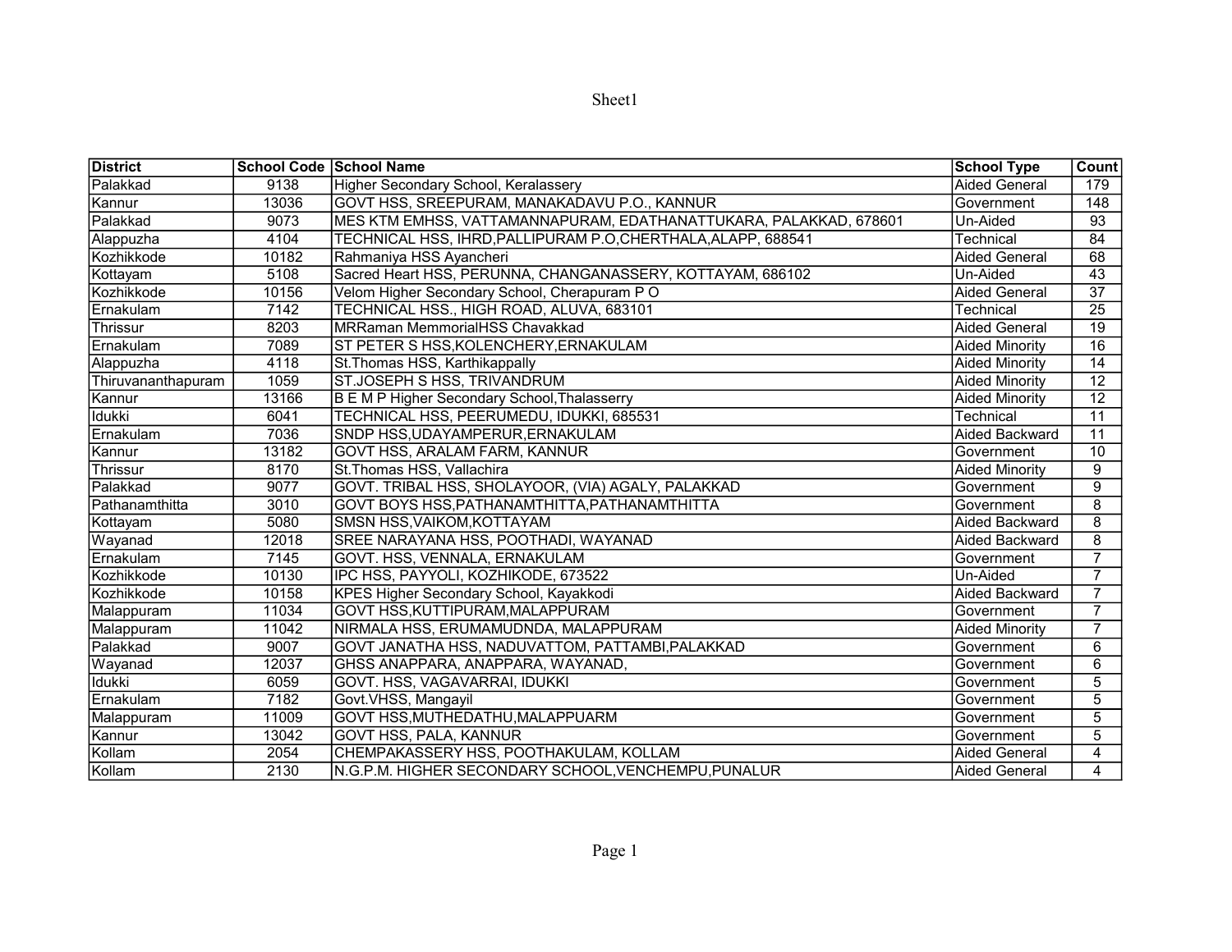| District | School Code | School Name | School Type | Count |
|---|---|---|---|---|
| Palakkad | 9138 | Higher Secondary School, Keralassery | Aided General | 179 |
| Kannur | 13036 | GOVT HSS, SREEPURAM, MANAKADAVU P.O., KANNUR | Government | 148 |
| Palakkad | 9073 | MES KTM EMHSS, VATTAMANNAPURAM, EDATHANATTUKARA, PALAKKAD, 678601 | Un-Aided | 93 |
| Alappuzha | 4104 | TECHNICAL HSS, IHRD,PALLIPURAM P.O,CHERTHALA,ALAPP, 688541 | Technical | 84 |
| Kozhikkode | 10182 | Rahmaniya HSS Ayancheri | Aided General | 68 |
| Kottayam | 5108 | Sacred Heart HSS, PERUNNA, CHANGANASSERY, KOTTAYAM, 686102 | Un-Aided | 43 |
| Kozhikkode | 10156 | Velom Higher Secondary School, Cherapuram P O | Aided General | 37 |
| Ernakulam | 7142 | TECHNICAL HSS., HIGH ROAD, ALUVA, 683101 | Technical | 25 |
| Thrissur | 8203 | MRRaman MemmorialHSS Chavakkad | Aided General | 19 |
| Ernakulam | 7089 | ST PETER S HSS,KOLENCHERY,ERNAKULAM | Aided Minority | 16 |
| Alappuzha | 4118 | St.Thomas HSS, Karthikappally | Aided Minority | 14 |
| Thiruvananthapuram | 1059 | ST.JOSEPH S HSS, TRIVANDRUM | Aided Minority | 12 |
| Kannur | 13166 | B E M P Higher Secondary School,Thalasserry | Aided Minority | 12 |
| Idukki | 6041 | TECHNICAL HSS, PEERUMEDU, IDUKKI, 685531 | Technical | 11 |
| Ernakulam | 7036 | SNDP HSS,UDAYAMPERUR,ERNAKULAM | Aided Backward | 11 |
| Kannur | 13182 | GOVT HSS, ARALAM FARM, KANNUR | Government | 10 |
| Thrissur | 8170 | St.Thomas HSS, Vallachira | Aided Minority | 9 |
| Palakkad | 9077 | GOVT. TRIBAL HSS, SHOLAYOOR, (VIA) AGALY, PALAKKAD | Government | 9 |
| Pathanamthitta | 3010 | GOVT BOYS HSS,PATHANAMTHITTA,PATHANAMTHITTA | Government | 8 |
| Kottayam | 5080 | SMSN HSS,VAIKOM,KOTTAYAM | Aided Backward | 8 |
| Wayanad | 12018 | SREE NARAYANA HSS, POOTHADI, WAYANAD | Aided Backward | 8 |
| Ernakulam | 7145 | GOVT. HSS, VENNALA, ERNAKULAM | Government | 7 |
| Kozhikkode | 10130 | IPC HSS, PAYYOLI, KOZHIKODE, 673522 | Un-Aided | 7 |
| Kozhikkode | 10158 | KPES Higher Secondary School, Kayakkodi | Aided Backward | 7 |
| Malappuram | 11034 | GOVT HSS,KUTTIPURAM,MALAPPURAM | Government | 7 |
| Malappuram | 11042 | NIRMALA HSS, ERUMAMUDNDA, MALAPPURAM | Aided Minority | 7 |
| Palakkad | 9007 | GOVT JANATHA HSS, NADUVATTOM, PATTAMBI,PALAKKAD | Government | 6 |
| Wayanad | 12037 | GHSS ANAPPARA, ANAPPARA, WAYANAD, | Government | 6 |
| Idukki | 6059 | GOVT. HSS, VAGAVARRAI, IDUKKI | Government | 5 |
| Ernakulam | 7182 | Govt.VHSS, Mangayil | Government | 5 |
| Malappuram | 11009 | GOVT HSS,MUTHEDATHU,MALAPPUARM | Government | 5 |
| Kannur | 13042 | GOVT HSS, PALA, KANNUR | Government | 5 |
| Kollam | 2054 | CHEMPAKASSERY HSS, POOTHAKULAM, KOLLAM | Aided General | 4 |
| Kollam | 2130 | N.G.P.M. HIGHER SECONDARY SCHOOL,VENCHEMPU,PUNALUR | Aided General | 4 |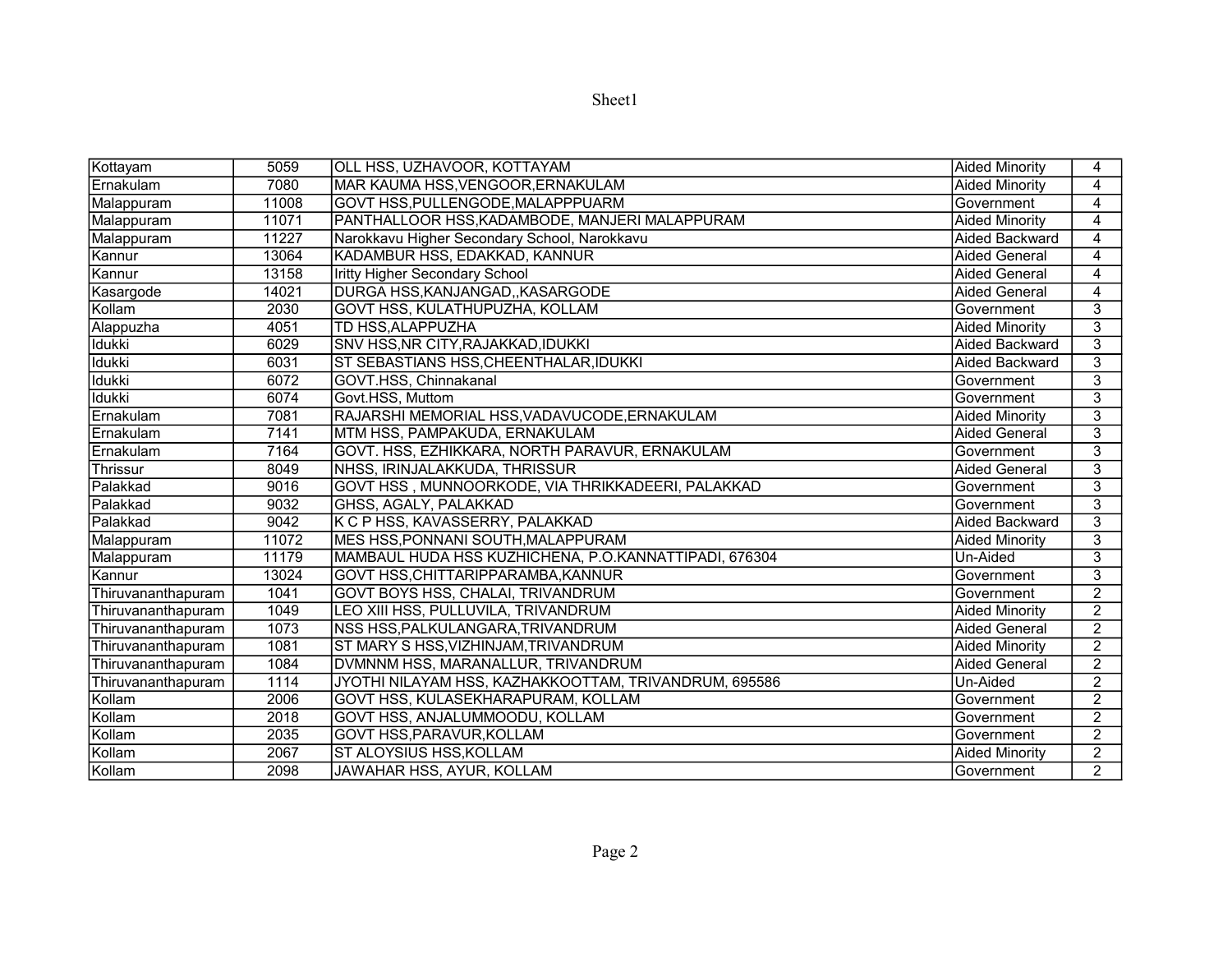| | | | | |
|---|---|---|---|---|
| Kottayam | 5059 | OLL HSS, UZHAVOOR, KOTTAYAM | Aided Minority | 4 |
| Ernakulam | 7080 | MAR KAUMA HSS,VENGOOR,ERNAKULAM | Aided Minority | 4 |
| Malappuram | 11008 | GOVT HSS,PULLENGODE,MALAPPPUARM | Government | 4 |
| Malappuram | 11071 | PANTHALLOOR HSS,KADAMBODE, MANJERI MALAPPURAM | Aided Minority | 4 |
| Malappuram | 11227 | Narokkavu Higher Secondary School, Narokkavu | Aided Backward | 4 |
| Kannur | 13064 | KADAMBUR HSS, EDAKKAD, KANNUR | Aided General | 4 |
| Kannur | 13158 | Iritty Higher Secondary School | Aided General | 4 |
| Kasargode | 14021 | DURGA HSS,KANJANGAD,,KASARGODE | Aided General | 4 |
| Kollam | 2030 | GOVT HSS, KULATHUPUZHA, KOLLAM | Government | 3 |
| Alappuzha | 4051 | TD HSS,ALAPPUZHA | Aided Minority | 3 |
| Idukki | 6029 | SNV HSS,NR CITY,RAJAKKAD,IDUKKI | Aided Backward | 3 |
| Idukki | 6031 | ST SEBASTIANS HSS,CHEENTHALAR,IDUKKI | Aided Backward | 3 |
| Idukki | 6072 | GOVT.HSS, Chinnakanal | Government | 3 |
| Idukki | 6074 | Govt.HSS, Muttom | Government | 3 |
| Ernakulam | 7081 | RAJARSHI MEMORIAL HSS,VADAVUCODE,ERNAKULAM | Aided Minority | 3 |
| Ernakulam | 7141 | MTM HSS, PAMPAKUDA, ERNAKULAM | Aided General | 3 |
| Ernakulam | 7164 | GOVT. HSS, EZHIKKARA, NORTH PARAVUR, ERNAKULAM | Government | 3 |
| Thrissur | 8049 | NHSS, IRINJALAKKUDA, THRISSUR | Aided General | 3 |
| Palakkad | 9016 | GOVT HSS , MUNNOORKODE, VIA THRIKKADEERI, PALAKKAD | Government | 3 |
| Palakkad | 9032 | GHSS, AGALY, PALAKKAD | Government | 3 |
| Palakkad | 9042 | K C P HSS, KAVASSERRY, PALAKKAD | Aided Backward | 3 |
| Malappuram | 11072 | MES HSS,PONNANI SOUTH,MALAPPURAM | Aided Minority | 3 |
| Malappuram | 11179 | MAMBAUL HUDA HSS KUZHICHENA, P.O.KANNATTIPADI, 676304 | Un-Aided | 3 |
| Kannur | 13024 | GOVT HSS,CHITTARIPPARAMBA,KANNUR | Government | 3 |
| Thiruvananthapuram | 1041 | GOVT BOYS HSS, CHALAI, TRIVANDRUM | Government | 2 |
| Thiruvananthapuram | 1049 | LEO XIII HSS, PULLUVILA, TRIVANDRUM | Aided Minority | 2 |
| Thiruvananthapuram | 1073 | NSS HSS,PALKULANGARA,TRIVANDRUM | Aided General | 2 |
| Thiruvananthapuram | 1081 | ST MARY S HSS,VIZHINJAM,TRIVANDRUM | Aided Minority | 2 |
| Thiruvananthapuram | 1084 | DVMNNM HSS, MARANALLUR, TRIVANDRUM | Aided General | 2 |
| Thiruvananthapuram | 1114 | JYOTHI NILAYAM HSS, KAZHAKKOOTTAM, TRIVANDRUM, 695586 | Un-Aided | 2 |
| Kollam | 2006 | GOVT HSS, KULASEKHARAPURAM, KOLLAM | Government | 2 |
| Kollam | 2018 | GOVT HSS, ANJALUMMOODU, KOLLAM | Government | 2 |
| Kollam | 2035 | GOVT HSS,PARAVUR,KOLLAM | Government | 2 |
| Kollam | 2067 | ST ALOYSIUS HSS,KOLLAM | Aided Minority | 2 |
| Kollam | 2098 | JAWAHAR HSS, AYUR, KOLLAM | Government | 2 |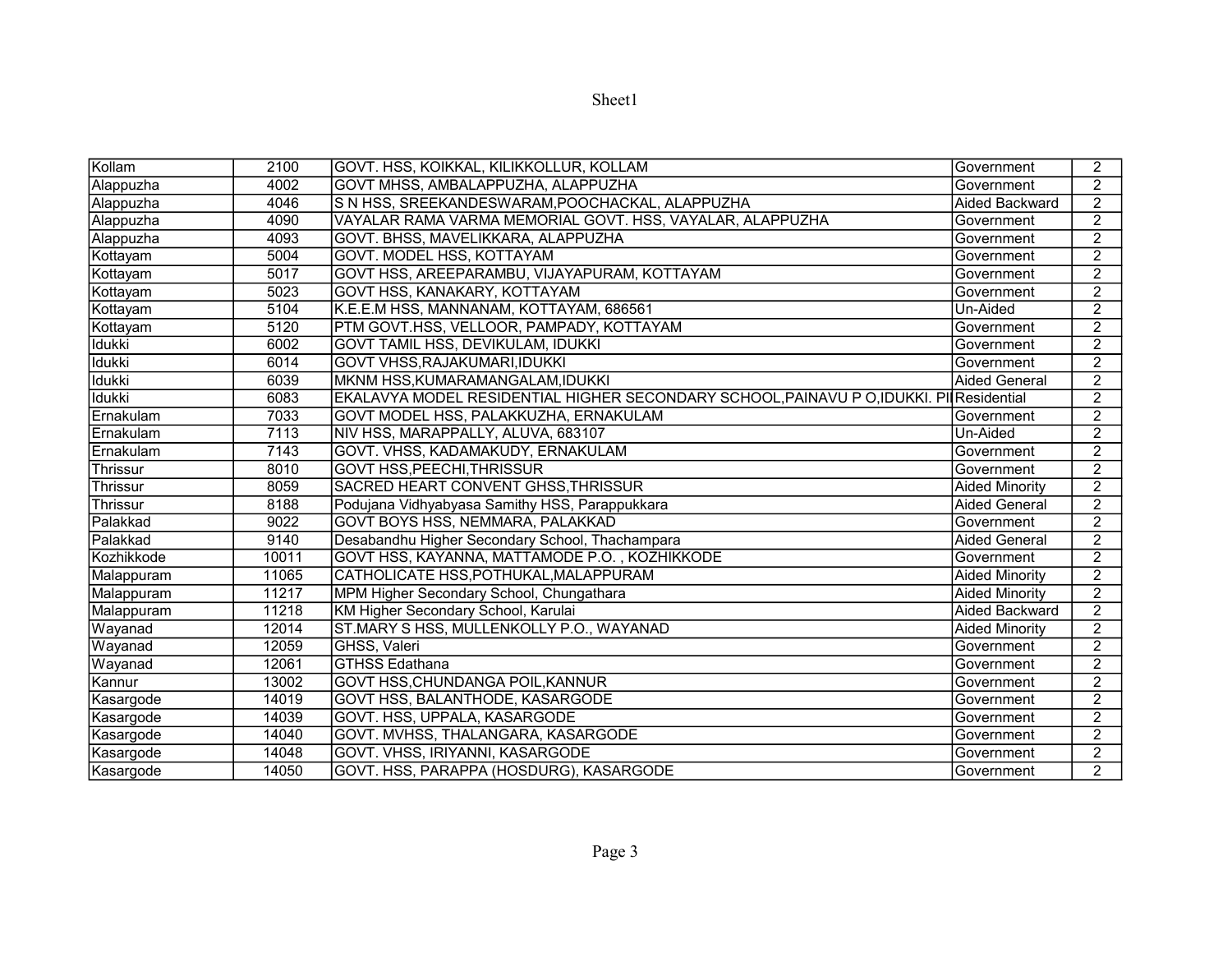| Kollam | 2100 | GOVT. HSS, KOIKKAL, KILIKKOLLUR, KOLLAM | Government | 2 |
|---|---|---|---|---|
| Alappuzha | 4002 | GOVT MHSS, AMBALAPPUZHA, ALAPPUZHA | Government | 2 |
| Alappuzha | 4046 | S N HSS, SREEKANDESWARAM,POOCHACKAL, ALAPPUZHA | Aided Backward | 2 |
| Alappuzha | 4090 | VAYALAR RAMA VARMA MEMORIAL GOVT. HSS, VAYALAR, ALAPPUZHA | Government | 2 |
| Alappuzha | 4093 | GOVT. BHSS, MAVELIKKARA, ALAPPUZHA | Government | 2 |
| Kottayam | 5004 | GOVT. MODEL HSS, KOTTAYAM | Government | 2 |
| Kottayam | 5017 | GOVT HSS, AREEPARAMBU, VIJAYAPURAM, KOTTAYAM | Government | 2 |
| Kottayam | 5023 | GOVT HSS, KANAKARY, KOTTAYAM | Government | 2 |
| Kottayam | 5104 | K.E.E.M HSS, MANNANAM, KOTTAYAM, 686561 | Un-Aided | 2 |
| Kottayam | 5120 | PTM GOVT.HSS, VELLOOR, PAMPADY, KOTTAYAM | Government | 2 |
| Idukki | 6002 | GOVT TAMIL HSS, DEVIKULAM, IDUKKI | Government | 2 |
| Idukki | 6014 | GOVT VHSS,RAJAKUMARI,IDUKKI | Government | 2 |
| Idukki | 6039 | MKNM HSS,KUMARAMANGALAM,IDUKKI | Aided General | 2 |
| Idukki | 6083 | EKALAVYA MODEL RESIDENTIAL HIGHER SECONDARY SCHOOL,PAINAVU P O,IDUKKI. PI | Residential | 2 |
| Ernakulam | 7033 | GOVT MODEL HSS, PALAKKUZHA, ERNAKULAM | Government | 2 |
| Ernakulam | 7113 | NIV HSS, MARAPPALLY, ALUVA, 683107 | Un-Aided | 2 |
| Ernakulam | 7143 | GOVT. VHSS, KADAMAKUDY, ERNAKULAM | Government | 2 |
| Thrissur | 8010 | GOVT HSS,PEECHI,THRISSUR | Government | 2 |
| Thrissur | 8059 | SACRED HEART CONVENT GHSS,THRISSUR | Aided Minority | 2 |
| Thrissur | 8188 | Podujana Vidhyabyasa Samithy HSS, Parappukkara | Aided General | 2 |
| Palakkad | 9022 | GOVT BOYS HSS, NEMMARA, PALAKKAD | Government | 2 |
| Palakkad | 9140 | Desabandhu Higher Secondary School, Thachampara | Aided General | 2 |
| Kozhikkode | 10011 | GOVT HSS, KAYANNA, MATTAMODE P.O. , KOZHIKKODE | Government | 2 |
| Malappuram | 11065 | CATHOLICATE HSS,POTHUKAL,MALAPPURAM | Aided Minority | 2 |
| Malappuram | 11217 | MPM Higher Secondary School, Chungathara | Aided Minority | 2 |
| Malappuram | 11218 | KM Higher Secondary School, Karulai | Aided Backward | 2 |
| Wayanad | 12014 | ST.MARY S HSS, MULLENKOLLY P.O., WAYANAD | Aided Minority | 2 |
| Wayanad | 12059 | GHSS, Valeri | Government | 2 |
| Wayanad | 12061 | GTHSS Edathana | Government | 2 |
| Kannur | 13002 | GOVT HSS,CHUNDANGA POIL,KANNUR | Government | 2 |
| Kasargode | 14019 | GOVT HSS, BALANTHODE, KASARGODE | Government | 2 |
| Kasargode | 14039 | GOVT. HSS, UPPALA, KASARGODE | Government | 2 |
| Kasargode | 14040 | GOVT. MVHSS, THALANGARA, KASARGODE | Government | 2 |
| Kasargode | 14048 | GOVT. VHSS, IRIYANNI, KASARGODE | Government | 2 |
| Kasargode | 14050 | GOVT. HSS, PARAPPA (HOSDURG), KASARGODE | Government | 2 |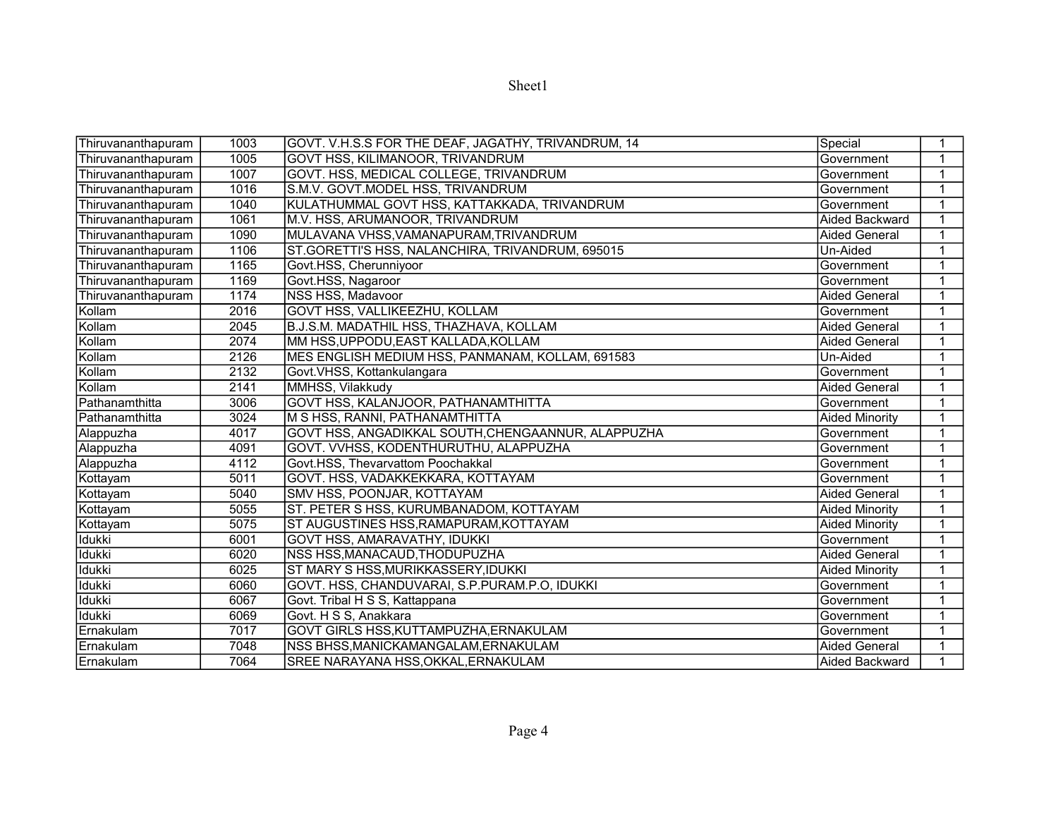| | | | | |
|---|---|---|---|---|
| Thiruvananthapuram | 1003 | GOVT. V.H.S.S FOR THE DEAF, JAGATHY, TRIVANDRUM, 14 | Special | 1 |
| Thiruvananthapuram | 1005 | GOVT HSS, KILIMANOOR, TRIVANDRUM | Government | 1 |
| Thiruvananthapuram | 1007 | GOVT. HSS, MEDICAL COLLEGE, TRIVANDRUM | Government | 1 |
| Thiruvananthapuram | 1016 | S.M.V. GOVT.MODEL HSS, TRIVANDRUM | Government | 1 |
| Thiruvananthapuram | 1040 | KULATHUMMAL GOVT HSS, KATTAKKADA, TRIVANDRUM | Government | 1 |
| Thiruvananthapuram | 1061 | M.V. HSS, ARUMANOOR, TRIVANDRUM | Aided Backward | 1 |
| Thiruvananthapuram | 1090 | MULAVANA VHSS,VAMANAPURAM,TRIVANDRUM | Aided General | 1 |
| Thiruvananthapuram | 1106 | ST.GORETTI'S HSS, NALANCHIRA, TRIVANDRUM, 695015 | Un-Aided | 1 |
| Thiruvananthapuram | 1165 | Govt.HSS, Cherunniyoor | Government | 1 |
| Thiruvananthapuram | 1169 | Govt.HSS, Nagaroor | Government | 1 |
| Thiruvananthapuram | 1174 | NSS HSS, Madavoor | Aided General | 1 |
| Kollam | 2016 | GOVT HSS, VALLIKEEZHU, KOLLAM | Government | 1 |
| Kollam | 2045 | B.J.S.M. MADATHIL HSS, THAZHAVA, KOLLAM | Aided General | 1 |
| Kollam | 2074 | MM HSS,UPPODU,EAST KALLADA,KOLLAM | Aided General | 1 |
| Kollam | 2126 | MES ENGLISH MEDIUM HSS, PANMANAM, KOLLAM, 691583 | Un-Aided | 1 |
| Kollam | 2132 | Govt.VHSS, Kottankulangara | Government | 1 |
| Kollam | 2141 | MMHSS, Vilakkudy | Aided General | 1 |
| Pathanamthitta | 3006 | GOVT HSS, KALANJOOR, PATHANAMTHITTA | Government | 1 |
| Pathanamthitta | 3024 | M S HSS, RANNI, PATHANAMTHITTA | Aided Minority | 1 |
| Alappuzha | 4017 | GOVT HSS, ANGADIKKAL SOUTH,CHENGAANNUR, ALAPPUZHA | Government | 1 |
| Alappuzha | 4091 | GOVT. VVHSS, KODENTHURUTHU, ALAPPUZHA | Government | 1 |
| Alappuzha | 4112 | Govt.HSS, Thevarvattom Poochakkal | Government | 1 |
| Kottayam | 5011 | GOVT. HSS, VADAKKEKKARA, KOTTAYAM | Government | 1 |
| Kottayam | 5040 | SMV HSS, POONJAR, KOTTAYAM | Aided General | 1 |
| Kottayam | 5055 | ST. PETER S HSS, KURUMBANADOM, KOTTAYAM | Aided Minority | 1 |
| Kottayam | 5075 | ST AUGUSTINES HSS,RAMAPURAM,KOTTAYAM | Aided Minority | 1 |
| Idukki | 6001 | GOVT HSS, AMARAVATHY, IDUKKI | Government | 1 |
| Idukki | 6020 | NSS HSS,MANACAUD,THODUPUZHA | Aided General | 1 |
| Idukki | 6025 | ST MARY S HSS,MURIKKASSERY,IDUKKI | Aided Minority | 1 |
| Idukki | 6060 | GOVT. HSS, CHANDUVARAI, S.P.PURAM.P.O, IDUKKI | Government | 1 |
| Idukki | 6067 | Govt. Tribal H S S, Kattappana | Government | 1 |
| Idukki | 6069 | Govt. H S S, Anakkara | Government | 1 |
| Ernakulam | 7017 | GOVT GIRLS HSS,KUTTAMPUZHA,ERNAKULAM | Government | 1 |
| Ernakulam | 7048 | NSS BHSS,MANICKAMANGALAM,ERNAKULAM | Aided General | 1 |
| Ernakulam | 7064 | SREE NARAYANA HSS,OKKAL,ERNAKULAM | Aided Backward | 1 |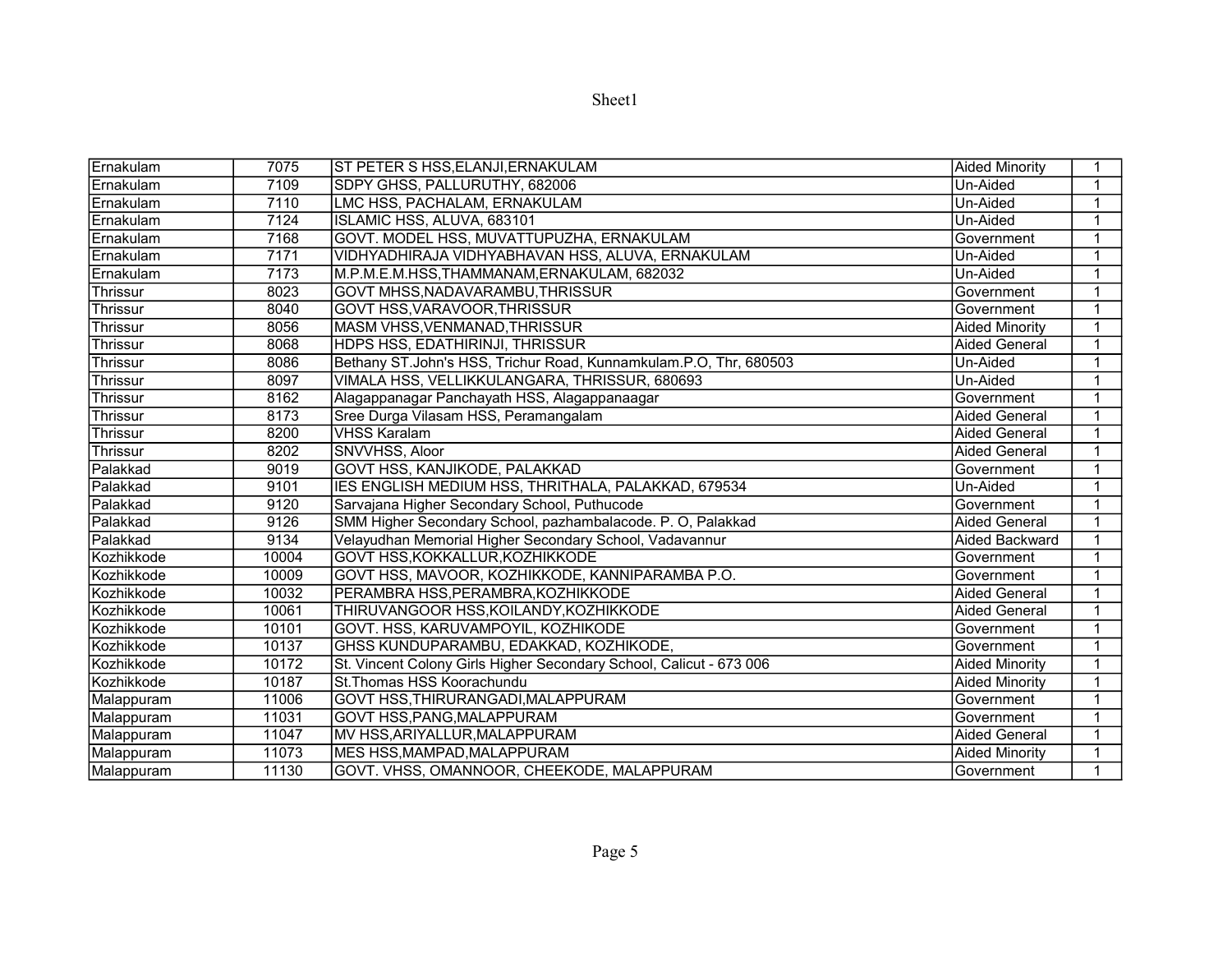| Ernakulam | 7075 | ST PETER S HSS,ELANJI,ERNAKULAM | Aided Minority | 1 |
|---|---|---|---|---|
| Ernakulam | 7109 | SDPY GHSS, PALLURUTHY, 682006 | Un-Aided | 1 |
| Ernakulam | 7110 | LMC HSS, PACHALAM, ERNAKULAM | Un-Aided | 1 |
| Ernakulam | 7124 | ISLAMIC HSS, ALUVA, 683101 | Un-Aided | 1 |
| Ernakulam | 7168 | GOVT. MODEL HSS, MUVATTUPUZHA, ERNAKULAM | Government | 1 |
| Ernakulam | 7171 | VIDHYADHIRAJA VIDHYABHAVAN HSS, ALUVA, ERNAKULAM | Un-Aided | 1 |
| Ernakulam | 7173 | M.P.M.E.M.HSS,THAMMANAM,ERNAKULAM, 682032 | Un-Aided | 1 |
| Thrissur | 8023 | GOVT MHSS,NADAVARAMBU,THRISSUR | Government | 1 |
| Thrissur | 8040 | GOVT HSS,VARAVOOR,THRISSUR | Government | 1 |
| Thrissur | 8056 | MASM VHSS,VENMANAD,THRISSUR | Aided Minority | 1 |
| Thrissur | 8068 | HDPS HSS, EDATHIRINJI, THRISSUR | Aided General | 1 |
| Thrissur | 8086 | Bethany ST.John's HSS, Trichur Road, Kunnamkulam.P.O, Thr, 680503 | Un-Aided | 1 |
| Thrissur | 8097 | VIMALA HSS, VELLIKKULANGARA, THRISSUR, 680693 | Un-Aided | 1 |
| Thrissur | 8162 | Alagappanagar Panchayath HSS, Alagappanaagar | Government | 1 |
| Thrissur | 8173 | Sree Durga Vilasam HSS, Peramangalam | Aided General | 1 |
| Thrissur | 8200 | VHSS Karalam | Aided General | 1 |
| Thrissur | 8202 | SNVVHSS, Aloor | Aided General | 1 |
| Palakkad | 9019 | GOVT HSS, KANJIKODE, PALAKKAD | Government | 1 |
| Palakkad | 9101 | IES ENGLISH MEDIUM HSS, THRITHALA, PALAKKAD, 679534 | Un-Aided | 1 |
| Palakkad | 9120 | Sarvajana Higher Secondary School, Puthucode | Government | 1 |
| Palakkad | 9126 | SMM Higher Secondary School, pazhambalacode. P. O, Palakkad | Aided General | 1 |
| Palakkad | 9134 | Velayudhan Memorial Higher Secondary School, Vadavannur | Aided Backward | 1 |
| Kozhikkode | 10004 | GOVT HSS,KOKKALLUR,KOZHIKKODE | Government | 1 |
| Kozhikkode | 10009 | GOVT HSS, MAVOOR, KOZHIKKODE, KANNIPARAMBA P.O. | Government | 1 |
| Kozhikkode | 10032 | PERAMBRA HSS,PERAMBRA,KOZHIKKODE | Aided General | 1 |
| Kozhikkode | 10061 | THIRUVANGOOR HSS,KOILANDY,KOZHIKKODE | Aided General | 1 |
| Kozhikkode | 10101 | GOVT. HSS, KARUVAMPOYIL, KOZHIKODE | Government | 1 |
| Kozhikkode | 10137 | GHSS KUNDUPARAMBU, EDAKKAD, KOZHIKODE, | Government | 1 |
| Kozhikkode | 10172 | St. Vincent Colony Girls Higher Secondary School, Calicut - 673 006 | Aided Minority | 1 |
| Kozhikkode | 10187 | St.Thomas HSS Koorachundu | Aided Minority | 1 |
| Malappuram | 11006 | GOVT HSS,THIRURANGADI,MALAPPURAM | Government | 1 |
| Malappuram | 11031 | GOVT HSS,PANG,MALAPPURAM | Government | 1 |
| Malappuram | 11047 | MV HSS,ARIYALLUR,MALAPPURAM | Aided General | 1 |
| Malappuram | 11073 | MES HSS,MAMPAD,MALAPPURAM | Aided Minority | 1 |
| Malappuram | 11130 | GOVT. VHSS, OMANNOOR, CHEEKODE, MALAPPURAM | Government | 1 |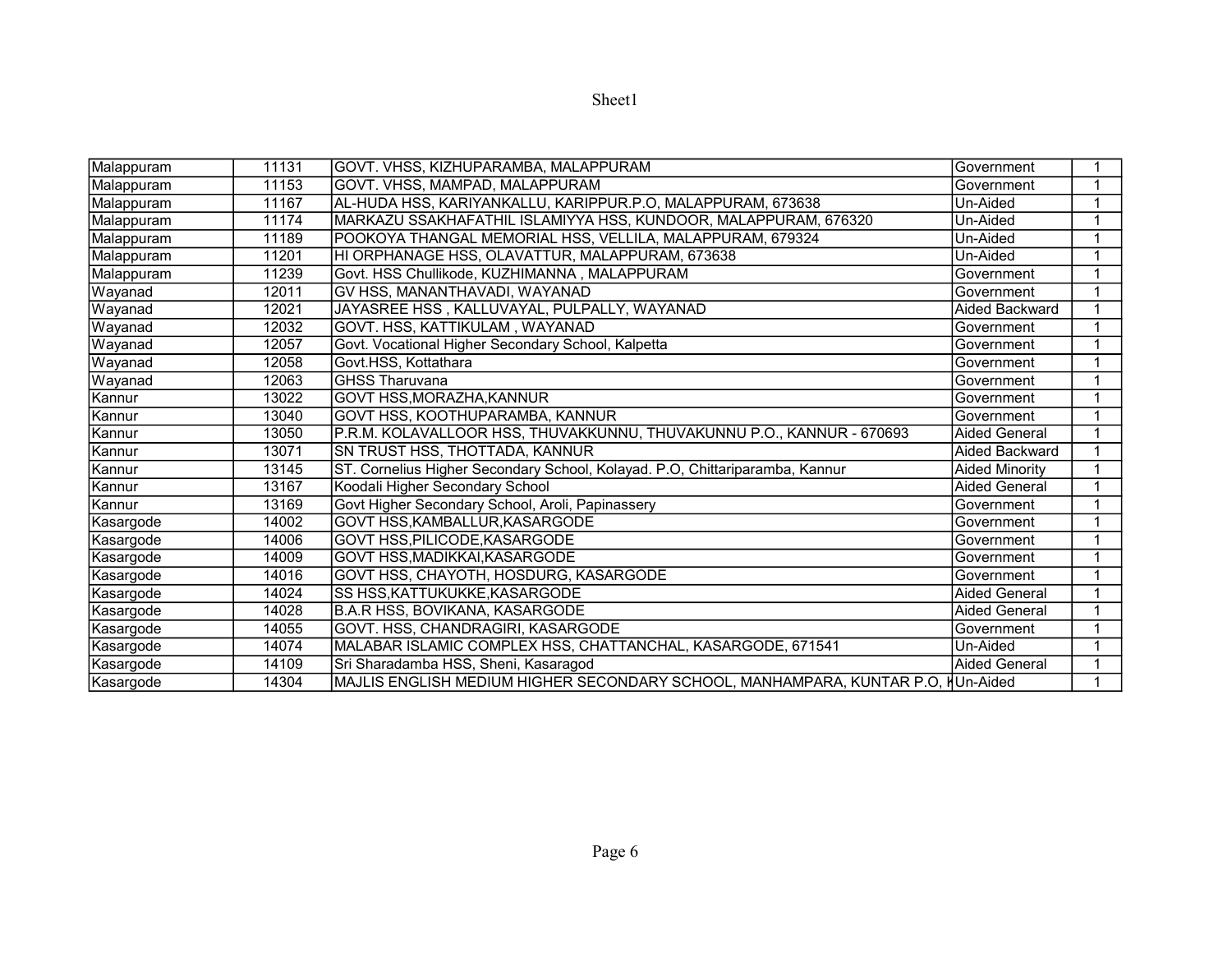| | | | | |
|---|---|---|---|---|
| Malappuram | 11131 | GOVT. VHSS, KIZHUPARAMBA, MALAPPURAM | Government | 1 |
| Malappuram | 11153 | GOVT. VHSS, MAMPAD, MALAPPURAM | Government | 1 |
| Malappuram | 11167 | AL-HUDA HSS, KARIYANKALLU, KARIPPUR.P.O, MALAPPURAM, 673638 | Un-Aided | 1 |
| Malappuram | 11174 | MARKAZU SSAKHAFATHIL ISLAMIYYA HSS, KUNDOOR, MALAPPURAM, 676320 | Un-Aided | 1 |
| Malappuram | 11189 | POOKOYA THANGAL MEMORIAL HSS, VELLILA, MALAPPURAM, 679324 | Un-Aided | 1 |
| Malappuram | 11201 | HI ORPHANAGE HSS, OLAVATTUR, MALAPPURAM, 673638 | Un-Aided | 1 |
| Malappuram | 11239 | Govt. HSS Chullikode, KUZHIMANNA , MALAPPURAM | Government | 1 |
| Wayanad | 12011 | GV HSS, MANANTHAVADI, WAYANAD | Government | 1 |
| Wayanad | 12021 | JAYASREE HSS , KALLUVAYAL, PULPALLY, WAYANAD | Aided Backward | 1 |
| Wayanad | 12032 | GOVT. HSS, KATTIKULAM , WAYANAD | Government | 1 |
| Wayanad | 12057 | Govt. Vocational Higher Secondary School, Kalpetta | Government | 1 |
| Wayanad | 12058 | Govt.HSS, Kottathara | Government | 1 |
| Wayanad | 12063 | GHSS Tharuvana | Government | 1 |
| Kannur | 13022 | GOVT HSS,MORAZHA,KANNUR | Government | 1 |
| Kannur | 13040 | GOVT HSS, KOOTHUPARAMBA, KANNUR | Government | 1 |
| Kannur | 13050 | P.R.M. KOLAVALLOOR HSS, THUVAKKUNNU, THUVAKUNNU P.O., KANNUR - 670693 | Aided General | 1 |
| Kannur | 13071 | SN TRUST HSS, THOTTADA, KANNUR | Aided Backward | 1 |
| Kannur | 13145 | ST. Cornelius Higher Secondary School, Kolayad. P.O, Chittariparamba, Kannur | Aided Minority | 1 |
| Kannur | 13167 | Koodali Higher Secondary School | Aided General | 1 |
| Kannur | 13169 | Govt Higher Secondary School, Aroli, Papinassery | Government | 1 |
| Kasargode | 14002 | GOVT HSS,KAMBALLUR,KASARGODE | Government | 1 |
| Kasargode | 14006 | GOVT HSS,PILICODE,KASARGODE | Government | 1 |
| Kasargode | 14009 | GOVT HSS,MADIKKAI,KASARGODE | Government | 1 |
| Kasargode | 14016 | GOVT HSS, CHAYOTH, HOSDURG, KASARGODE | Government | 1 |
| Kasargode | 14024 | SS HSS,KATTUKUKKE,KASARGODE | Aided General | 1 |
| Kasargode | 14028 | B.A.R HSS, BOVIKANA, KASARGODE | Aided General | 1 |
| Kasargode | 14055 | GOVT. HSS, CHANDRAGIRI, KASARGODE | Government | 1 |
| Kasargode | 14074 | MALABAR ISLAMIC COMPLEX HSS, CHATTANCHAL, KASARGODE, 671541 | Un-Aided | 1 |
| Kasargode | 14109 | Sri Sharadamba HSS, Sheni, Kasaragod | Aided General | 1 |
| Kasargode | 14304 | MAJLIS ENGLISH MEDIUM HIGHER SECONDARY SCHOOL, MANHAMPARA, KUNTAR P.O, K | Un-Aided | 1 |